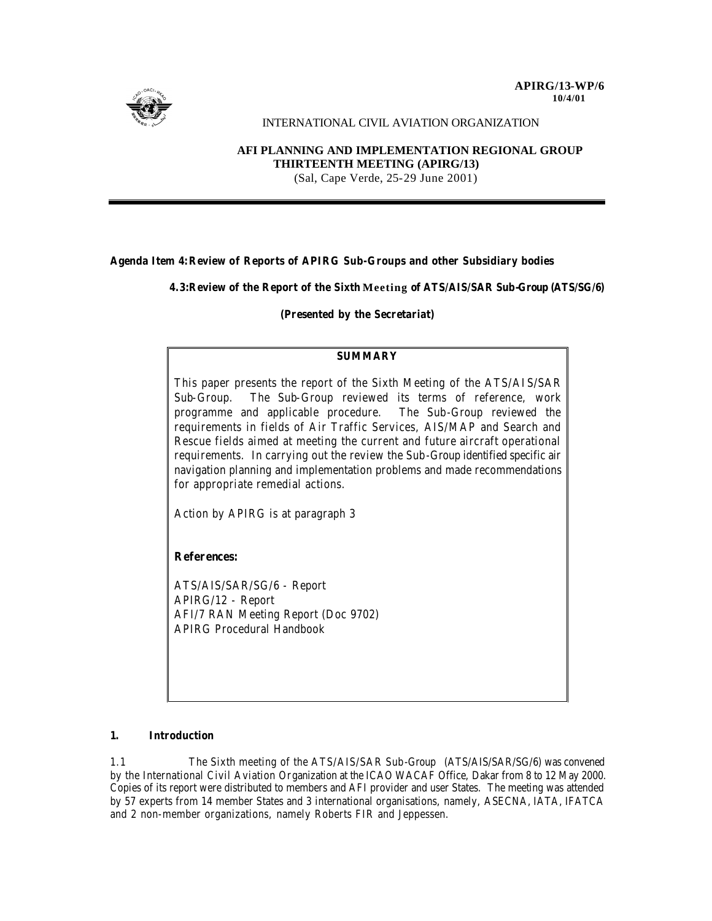**APIRG/13-WP/6**
**10/4/01**

INTERNATIONAL CIVIL AVIATION ORGANIZATION

**AFI PLANNING AND IMPLEMENTATION REGIONAL GROUP**
**THIRTEENTH MEETING (APIRG/13)**
(Sal, Cape Verde, 25-29 June 2001)

---

**Agenda Item 4: Review of Reports of APIRG Sub-Groups and other Subsidiary bodies**

**4.3: Review of the Report of the Sixth Meeting of ATS/AIS/SAR Sub-Group (ATS/SG/6)**

**(Presented by the Secretariat)**

**SUMMARY**

This paper presents the report of the Sixth Meeting of the ATS/AIS/SAR Sub-Group. The Sub-Group reviewed its terms of reference, work programme and applicable procedure. The Sub-Group reviewed the requirements in fields of Air Traffic Services, AIS/MAP and Search and Rescue fields aimed at meeting the current and future aircraft operational requirements. In carrying out the review the Sub-Group identified specific air navigation planning and implementation problems and made recommendations for appropriate remedial actions.

Action by APIRG is at paragraph 3

**References:**

ATS/AIS/SAR/SG/6 - Report
APIRG/12 - Report
AFI/7 RAN Meeting Report (Doc 9702)
APIRG Procedural Handbook

## 1. Introduction

1.1 The Sixth meeting of the ATS/AIS/SAR Sub-Group (ATS/AIS/SAR/SG/6) was convened by the International Civil Aviation Organization at the ICAO WACAF Office, Dakar from 8 to 12 May 2000. Copies of its report were distributed to members and AFI provider and user States. The meeting was attended by 57 experts from 14 member States and 3 international organisations, namely, ASECNA, IATA, IFATCA and 2 non-member organizations, namely Roberts FIR and Jeppessen.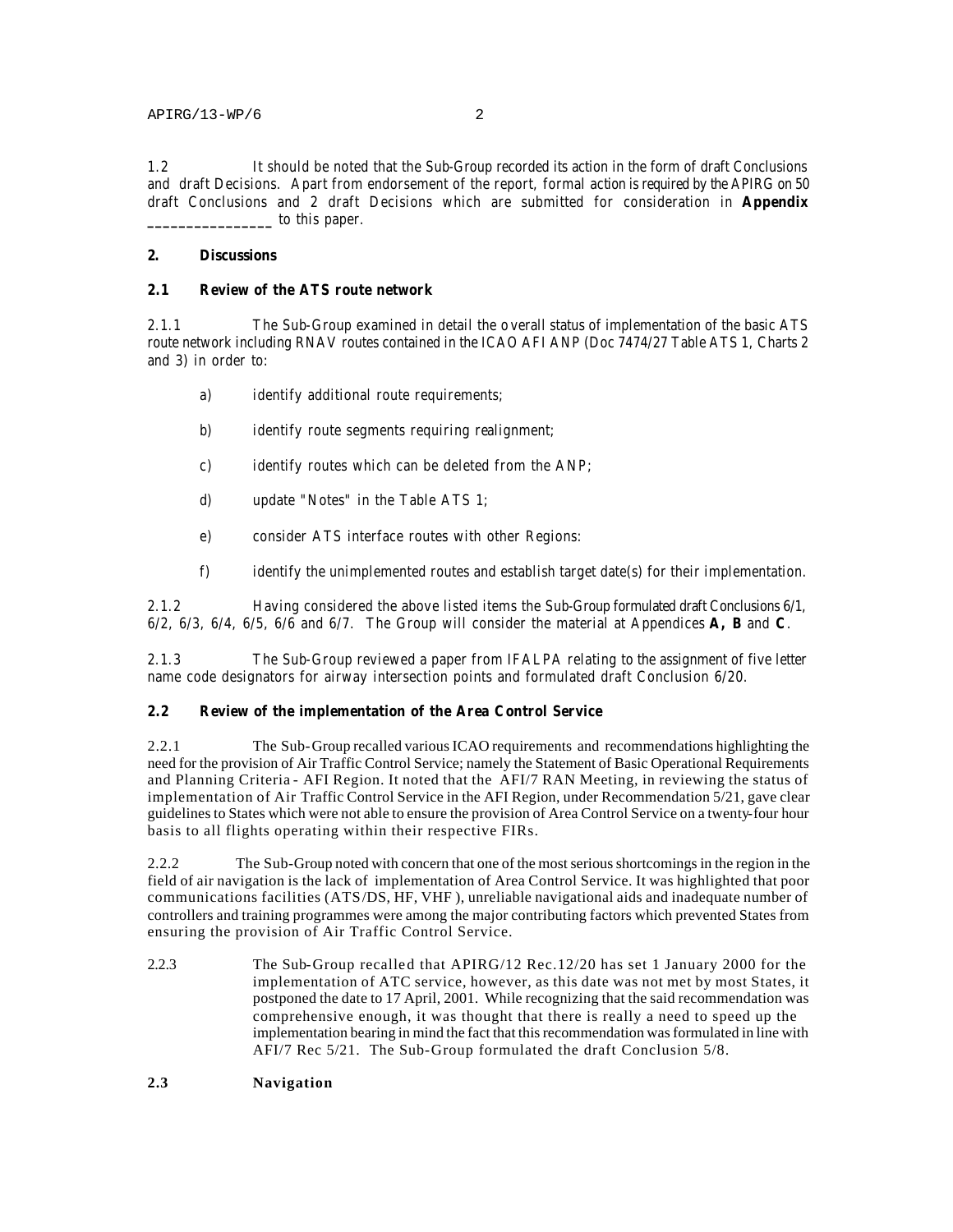1.2 It should be noted that the Sub-Group recorded its action in the form of draft Conclusions and draft Decisions. Apart from endorsement of the report, formal action is required by the APIRG on 50 draft Conclusions and 2 draft Decisions which are submitted for consideration in **Appendix _______________** to this paper.

## 2. Discussions

### 2.1 Review of the ATS route network

2.1.1 The Sub-Group examined in detail the overall status of implementation of the basic ATS route network including RNAV routes contained in the ICAO AFI ANP (Doc 7474/27 Table ATS 1, Charts 2 and 3) in order to:

a) identify additional route requirements;

b) identify route segments requiring realignment;

c) identify routes which can be deleted from the ANP;

d) update "Notes" in the Table ATS 1;

e) consider ATS interface routes with other Regions:

f) identify the unimplemented routes and establish target date(s) for their implementation.

2.1.2 Having considered the above listed items the Sub-Group formulated draft Conclusions 6/1, 6/2, 6/3, 6/4, 6/5, 6/6 and 6/7. The Group will consider the material at Appendices **A, B** and **C**.

2.1.3 The Sub-Group reviewed a paper from IFALPA relating to the assignment of five letter name code designators for airway intersection points and formulated draft Conclusion 6/20.

### 2.2 Review of the implementation of the Area Control Service

2.2.1 The Sub-Group recalled various ICAO requirements and recommendations highlighting the need for the provision of Air Traffic Control Service; namely the Statement of Basic Operational Requirements and Planning Criteria - AFI Region. It noted that the AFI/7 RAN Meeting, in reviewing the status of implementation of Air Traffic Control Service in the AFI Region, under Recommendation 5/21, gave clear guidelines to States which were not able to ensure the provision of Area Control Service on a twenty-four hour basis to all flights operating within their respective FIRs.

2.2.2 The Sub-Group noted with concern that one of the most serious shortcomings in the region in the field of air navigation is the lack of implementation of Area Control Service. It was highlighted that poor communications facilities (ATS/DS, HF, VHF), unreliable navigational aids and inadequate number of controllers and training programmes were among the major contributing factors which prevented States from ensuring the provision of Air Traffic Control Service.

2.2.3 The Sub-Group recalled that APIRG/12 Rec.12/20 has set 1 January 2000 for the implementation of ATC service, however, as this date was not met by most States, it postponed the date to 17 April, 2001. While recognizing that the said recommendation was comprehensive enough, it was thought that there is really a need to speed up the implementation bearing in mind the fact that this recommendation was formulated in line with AFI/7 Rec 5/21. The Sub-Group formulated the draft Conclusion 5/8.

### 2.3 Navigation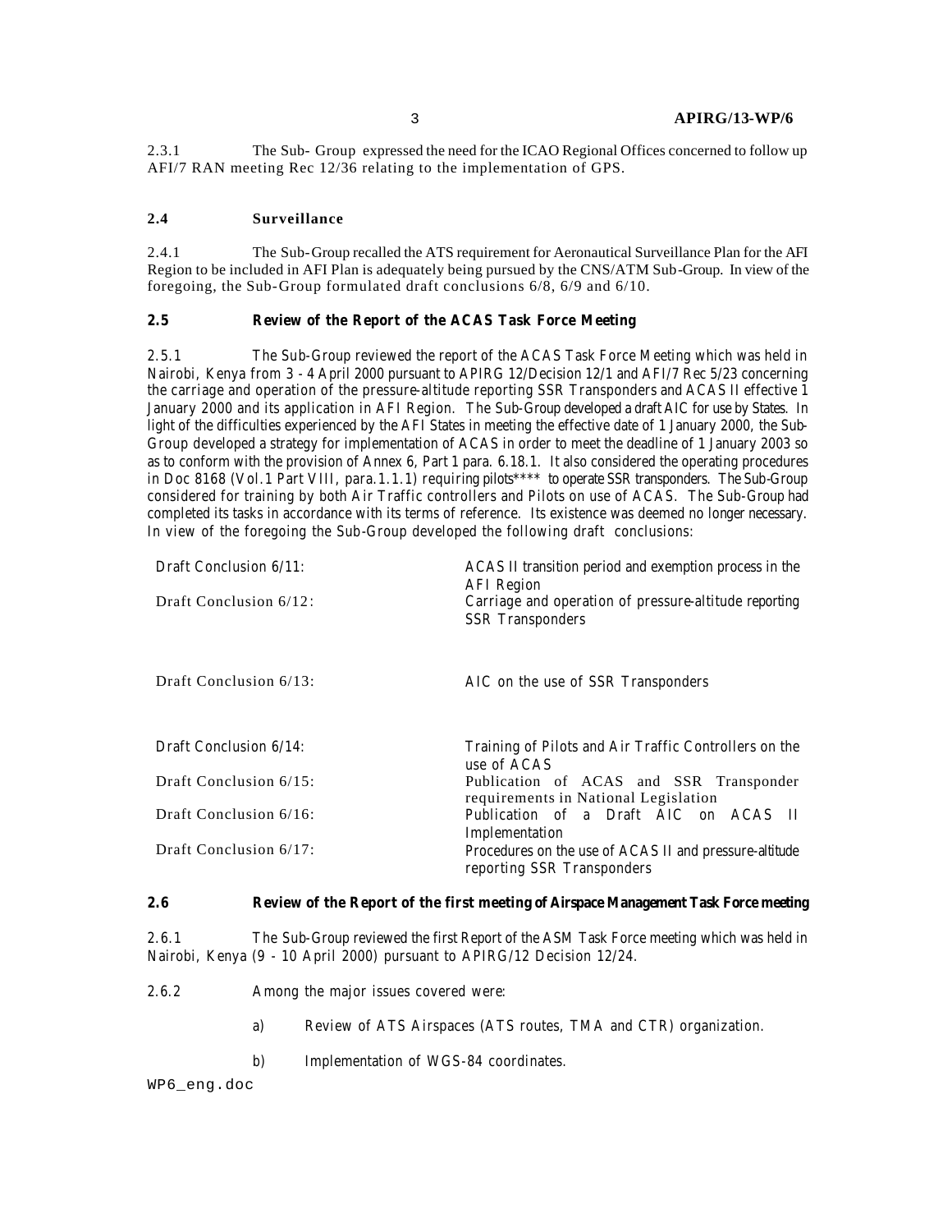2.3.1 The Sub- Group expressed the need for the ICAO Regional Offices concerned to follow up AFI/7 RAN meeting Rec 12/36 relating to the implementation of GPS.

### 2.4 Surveillance

2.4.1 The Sub-Group recalled the ATS requirement for Aeronautical Surveillance Plan for the AFI Region to be included in AFI Plan is adequately being pursued by the CNS/ATM Sub-Group. In view of the foregoing, the Sub-Group formulated draft conclusions 6/8, 6/9 and 6/10.

### 2.5 Review of the Report of the ACAS Task Force Meeting

2.5.1 The Sub-Group reviewed the report of the ACAS Task Force Meeting which was held in Nairobi, Kenya from 3 - 4 April 2000 pursuant to APIRG 12/Decision 12/1 and AFI/7 Rec 5/23 concerning the carriage and operation of the pressure-altitude reporting SSR Transponders and ACAS II effective 1 January 2000 and its application in AFI Region. The Sub-Group developed a draft AIC for use by States. In light of the difficulties experienced by the AFI States in meeting the effective date of 1 January 2000, the Sub-Group developed a strategy for implementation of ACAS in order to meet the deadline of 1 January 2003 so as to conform with the provision of Annex 6, Part 1 para. 6.18.1. It also considered the operating procedures in Doc 8168 (Vol.1 Part VIII, para.1.1.1) requiring pilots**** to operate SSR transponders. The Sub-Group considered for training by both Air Traffic controllers and Pilots on use of ACAS. The Sub-Group had completed its tasks in accordance with its terms of reference. Its existence was deemed no longer necessary. In view of the foregoing the Sub-Group developed the following draft conclusions:

| | |
|---|---|
| Draft Conclusion 6/11: | ACAS II transition period and exemption process in the AFI Region |
| Draft Conclusion 6/12: | Carriage and operation of pressure-altitude reporting SSR Transponders |
| Draft Conclusion 6/13: | AIC on the use of SSR Transponders |
| Draft Conclusion 6/14: | Training of Pilots and Air Traffic Controllers on the use of ACAS |
| Draft Conclusion 6/15: | Publication of ACAS and SSR Transponder requirements in National Legislation |
| Draft Conclusion 6/16: | Publication of a Draft AIC on ACAS II Implementation |
| Draft Conclusion 6/17: | Procedures on the use of ACAS II and pressure-altitude reporting SSR Transponders |

### 2.6 Review of the Report of the first meeting of Airspace Management Task Force meeting

2.6.1 The Sub-Group reviewed the first Report of the ASM Task Force meeting which was held in Nairobi, Kenya (9 - 10 April 2000) pursuant to APIRG/12 Decision 12/24.

2.6.2 Among the major issues covered were:

a) Review of ATS Airspaces (ATS routes, TMA and CTR) organization.

b) Implementation of WGS-84 coordinates.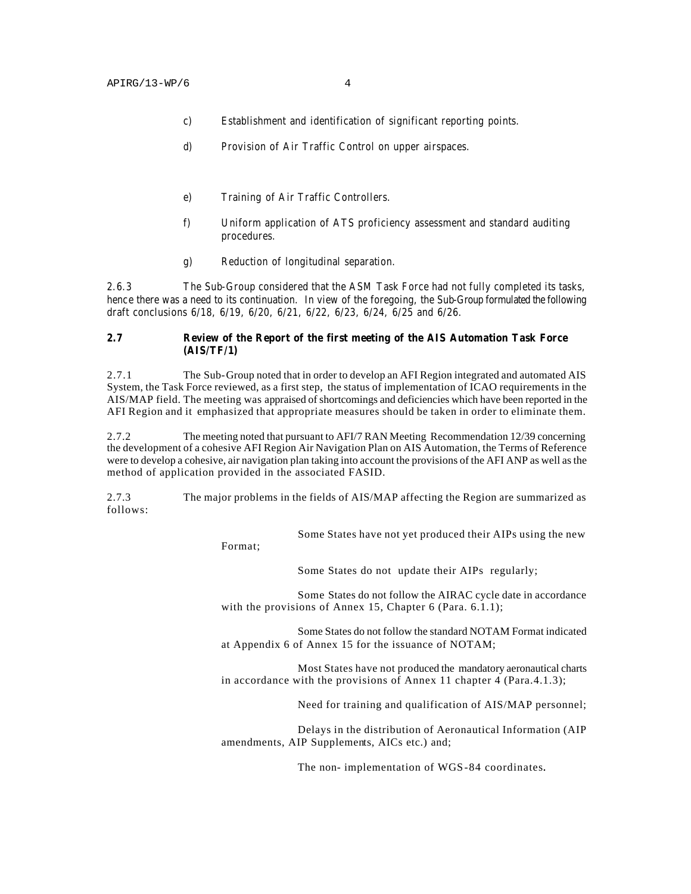c) Establishment and identification of significant reporting points.

d) Provision of Air Traffic Control on upper airspaces.

e) Training of Air Traffic Controllers.

f) Uniform application of ATS proficiency assessment and standard auditing procedures.

g) Reduction of longitudinal separation.

2.6.3 The Sub-Group considered that the ASM Task Force had not fully completed its tasks, hence there was a need to its continuation. In view of the foregoing, the Sub-Group formulated the following draft conclusions 6/18, 6/19, 6/20, 6/21, 6/22, 6/23, 6/24, 6/25 and 6/26.

### 2.7 Review of the Report of the first meeting of the AIS Automation Task Force (AIS/TF/1)

2.7.1 The Sub-Group noted that in order to develop an AFI Region integrated and automated AIS System, the Task Force reviewed, as a first step, the status of implementation of ICAO requirements in the AIS/MAP field. The meeting was appraised of shortcomings and deficiencies which have been reported in the AFI Region and it emphasized that appropriate measures should be taken in order to eliminate them.

2.7.2 The meeting noted that pursuant to AFI/7 RAN Meeting Recommendation 12/39 concerning the development of a cohesive AFI Region Air Navigation Plan on AIS Automation, the Terms of Reference were to develop a cohesive, air navigation plan taking into account the provisions of the AFI ANP as well as the method of application provided in the associated FASID.

2.7.3 The major problems in the fields of AIS/MAP affecting the Region are summarized as follows:

Some States have not yet produced their AIPs using the new Format;

Some States do not update their AIPs regularly;

Some States do not follow the AIRAC cycle date in accordance with the provisions of Annex 15, Chapter 6 (Para. 6.1.1);

Some States do not follow the standard NOTAM Format indicated at Appendix 6 of Annex 15 for the issuance of NOTAM;

Most States have not produced the mandatory aeronautical charts in accordance with the provisions of Annex 11 chapter 4 (Para.4.1.3);

Need for training and qualification of AIS/MAP personnel;

Delays in the distribution of Aeronautical Information (AIP amendments, AIP Supplements, AICs etc.) and;

The non- implementation of WGS-84 coordinates.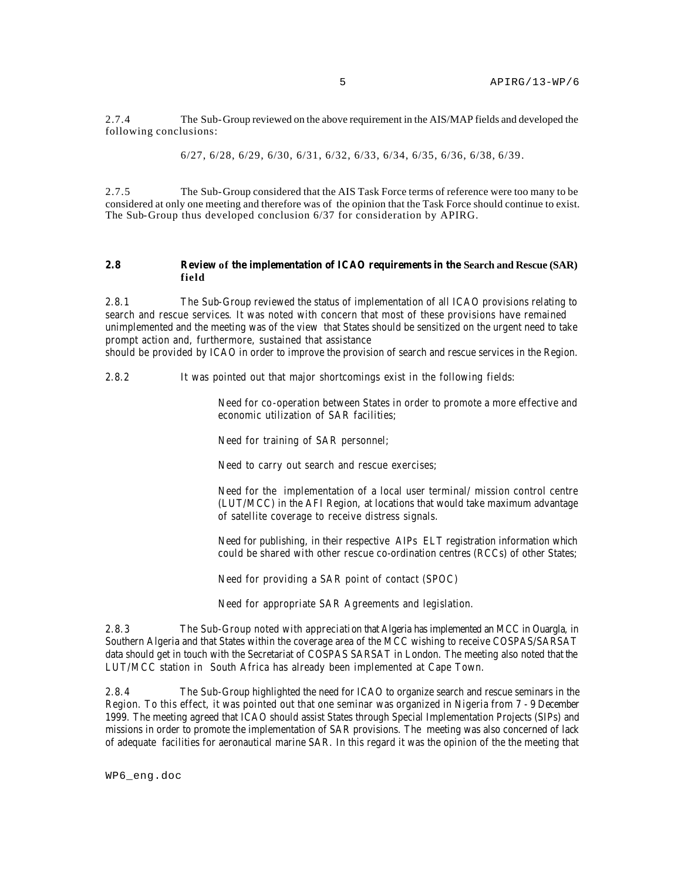2.7.4 The Sub-Group reviewed on the above requirement in the AIS/MAP fields and developed the following conclusions:

6/27, 6/28, 6/29, 6/30, 6/31, 6/32, 6/33, 6/34, 6/35, 6/36, 6/38, 6/39.

2.7.5 The Sub-Group considered that the AIS Task Force terms of reference were too many to be considered at only one meeting and therefore was of the opinion that the Task Force should continue to exist. The Sub-Group thus developed conclusion 6/37 for consideration by APIRG.

## 2.8 Review of the implementation of ICAO requirements in the Search and Rescue (SAR) field

2.8.1 The Sub-Group reviewed the status of implementation of all ICAO provisions relating to search and rescue services. It was noted with concern that most of these provisions have remained unimplemented and the meeting was of the view that States should be sensitized on the urgent need to take prompt action and, furthermore, sustained that assistance should be provided by ICAO in order to improve the provision of search and rescue services in the Region.

2.8.2 It was pointed out that major shortcomings exist in the following fields:

Need for co-operation between States in order to promote a more effective and economic utilization of SAR facilities;

Need for training of SAR personnel;

Need to carry out search and rescue exercises;

Need for the implementation of a local user terminal/ mission control centre (LUT/MCC) in the AFI Region, at locations that would take maximum advantage of satellite coverage to receive distress signals.

Need for publishing, in their respective AIPs ELT registration information which could be shared with other rescue co-ordination centres (RCCs) of other States;

Need for providing a SAR point of contact (SPOC)

Need for appropriate SAR Agreements and legislation.

2.8.3 The Sub-Group noted with appreciation that Algeria has implemented an MCC in Ouargla, in Southern Algeria and that States within the coverage area of the MCC wishing to receive COSPAS/SARSAT data should get in touch with the Secretariat of COSPAS SARSAT in London. The meeting also noted that the LUT/MCC station in South Africa has already been implemented at Cape Town.

2.8.4 The Sub-Group highlighted the need for ICAO to organize search and rescue seminars in the Region. To this effect, it was pointed out that one seminar was organized in Nigeria from 7 - 9 December 1999. The meeting agreed that ICAO should assist States through Special Implementation Projects (SIPs) and missions in order to promote the implementation of SAR provisions. The meeting was also concerned of lack of adequate facilities for aeronautical marine SAR. In this regard it was the opinion of the the meeting that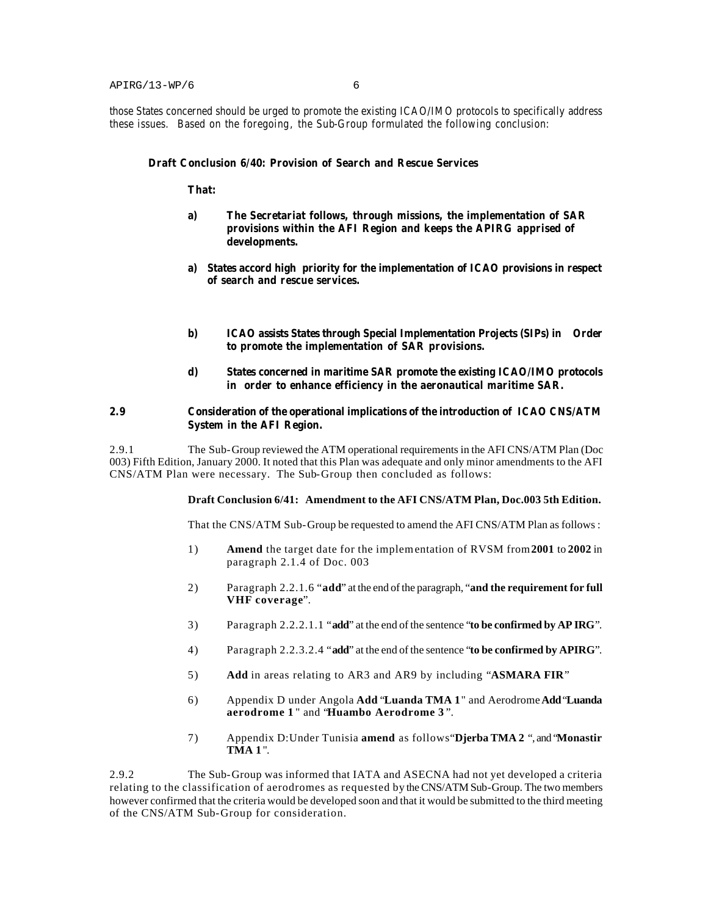those States concerned should be urged to promote the existing ICAO/IMO protocols to specifically address these issues. Based on the foregoing, the Sub-Group formulated the following conclusion:

**Draft Conclusion 6/40: Provision of Search and Rescue Services**

**That:**

**a) The Secretariat follows, through missions, the implementation of SAR provisions within the AFI Region and keeps the APIRG apprised of developments.**

**a) States accord high priority for the implementation of ICAO provisions in respect of search and rescue services.**

**b) ICAO assists States through Special Implementation Projects (SIPs) in Order to promote the implementation of SAR provisions.**

**d) States concerned in maritime SAR promote the existing ICAO/IMO protocols in order to enhance efficiency in the aeronautical maritime SAR.**

## 2.9 Consideration of the operational implications of the introduction of ICAO CNS/ATM System in the AFI Region.

2.9.1 The Sub-Group reviewed the ATM operational requirements in the AFI CNS/ATM Plan (Doc 003) Fifth Edition, January 2000. It noted that this Plan was adequate and only minor amendments to the AFI CNS/ATM Plan were necessary. The Sub-Group then concluded as follows:

**Draft Conclusion 6/41: Amendment to the AFI CNS/ATM Plan, Doc.003 5th Edition.**

That the CNS/ATM Sub-Group be requested to amend the AFI CNS/ATM Plan as follows :

1) **Amend** the target date for the implementation of RVSM from **2001** to **2002** in paragraph 2.1.4 of Doc. 003

2) Paragraph 2.2.1.6 "**add**" at the end of the paragraph, "**and the requirement for full VHF coverage**".

3) Paragraph 2.2.2.1.1 "**add**" at the end of the sentence "**to be confirmed by AP IRG**".

4) Paragraph 2.2.3.2.4 "**add**" at the end of the sentence "**to be confirmed by APIRG**".

5) **Add** in areas relating to AR3 and AR9 by including "**ASMARA FIR**"

6) Appendix D under Angola **Add** "**Luanda TMA 1**" and Aerodrome **Add** "**Luanda aerodrome 1**" and "**Huambo Aerodrome 3**".

7) Appendix D:Under Tunisia **amend** as follows "**Djerba TMA 2** ", and "**Monastir TMA 1**".

2.9.2 The Sub-Group was informed that IATA and ASECNA had not yet developed a criteria relating to the classification of aerodromes as requested by the CNS/ATM Sub-Group. The two members however confirmed that the criteria would be developed soon and that it would be submitted to the third meeting of the CNS/ATM Sub-Group for consideration.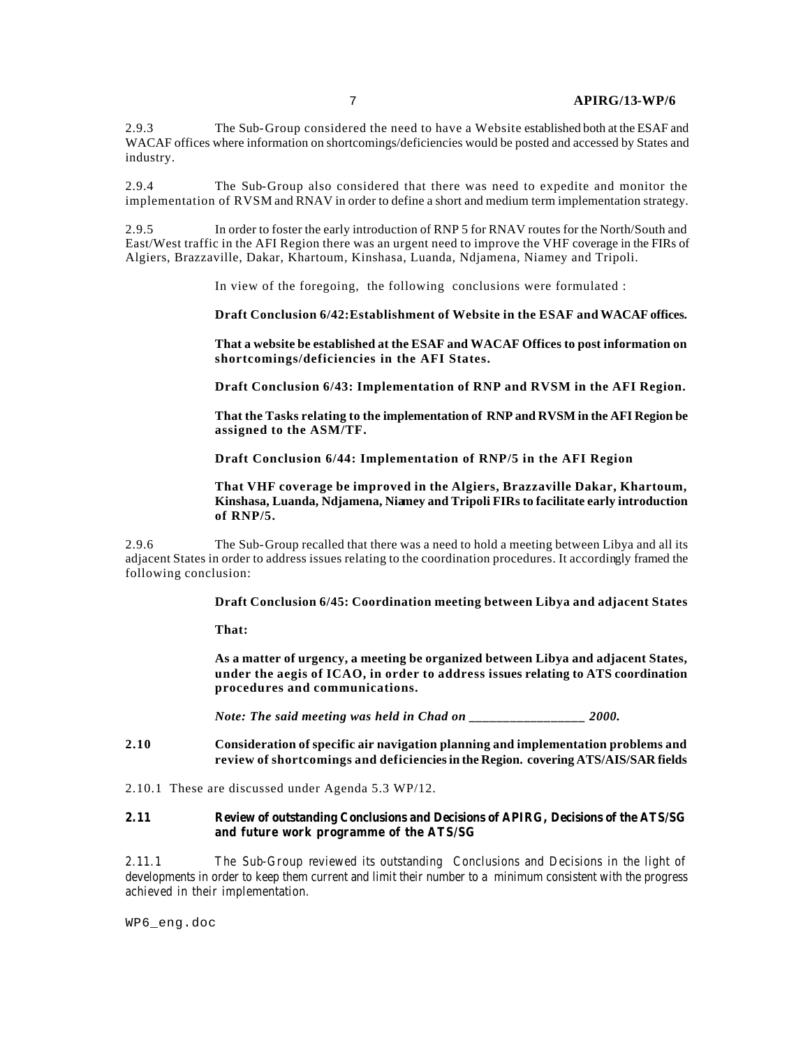2.9.3 The Sub-Group considered the need to have a Website established both at the ESAF and WACAF offices where information on shortcomings/deficiencies would be posted and accessed by States and industry.

2.9.4 The Sub-Group also considered that there was need to expedite and monitor the implementation of RVSM and RNAV in order to define a short and medium term implementation strategy.

2.9.5 In order to foster the early introduction of RNP 5 for RNAV routes for the North/South and East/West traffic in the AFI Region there was an urgent need to improve the VHF coverage in the FIRs of Algiers, Brazzaville, Dakar, Khartoum, Kinshasa, Luanda, Ndjamena, Niamey and Tripoli.

In view of the foregoing, the following conclusions were formulated :

**Draft Conclusion 6/42:Establishment of Website in the ESAF and WACAF offices.**

**That a website be established at the ESAF and WACAF Offices to post information on shortcomings/deficiencies in the AFI States.**

**Draft Conclusion 6/43: Implementation of RNP and RVSM in the AFI Region.**

**That the Tasks relating to the implementation of RNP and RVSM in the AFI Region be assigned to the ASM/TF.**

**Draft Conclusion 6/44: Implementation of RNP/5 in the AFI Region**

**That VHF coverage be improved in the Algiers, Brazzaville Dakar, Khartoum, Kinshasa, Luanda, Ndjamena, Niamey and Tripoli FIRs to facilitate early introduction of RNP/5.**

2.9.6 The Sub-Group recalled that there was a need to hold a meeting between Libya and all its adjacent States in order to address issues relating to the coordination procedures. It accordingly framed the following conclusion:

**Draft Conclusion 6/45: Coordination meeting between Libya and adjacent States**

**That:**

**As a matter of urgency, a meeting be organized between Libya and adjacent States, under the aegis of ICAO, in order to address issues relating to ATS coordination procedures and communications.**

***Note: The said meeting was held in Chad on _________________ 2000.***

**2.10 Consideration of specific air navigation planning and implementation problems and review of shortcomings and deficiencies in the Region. covering ATS/AIS/SAR fields**

2.10.1 These are discussed under Agenda 5.3 WP/12.

**2.11 Review of outstanding Conclusions and Decisions of APIRG, Decisions of the ATS/SG and future work programme of the ATS/SG**

2.11.1 The Sub-Group reviewed its outstanding Conclusions and Decisions in the light of developments in order to keep them current and limit their number to a minimum consistent with the progress achieved in their implementation.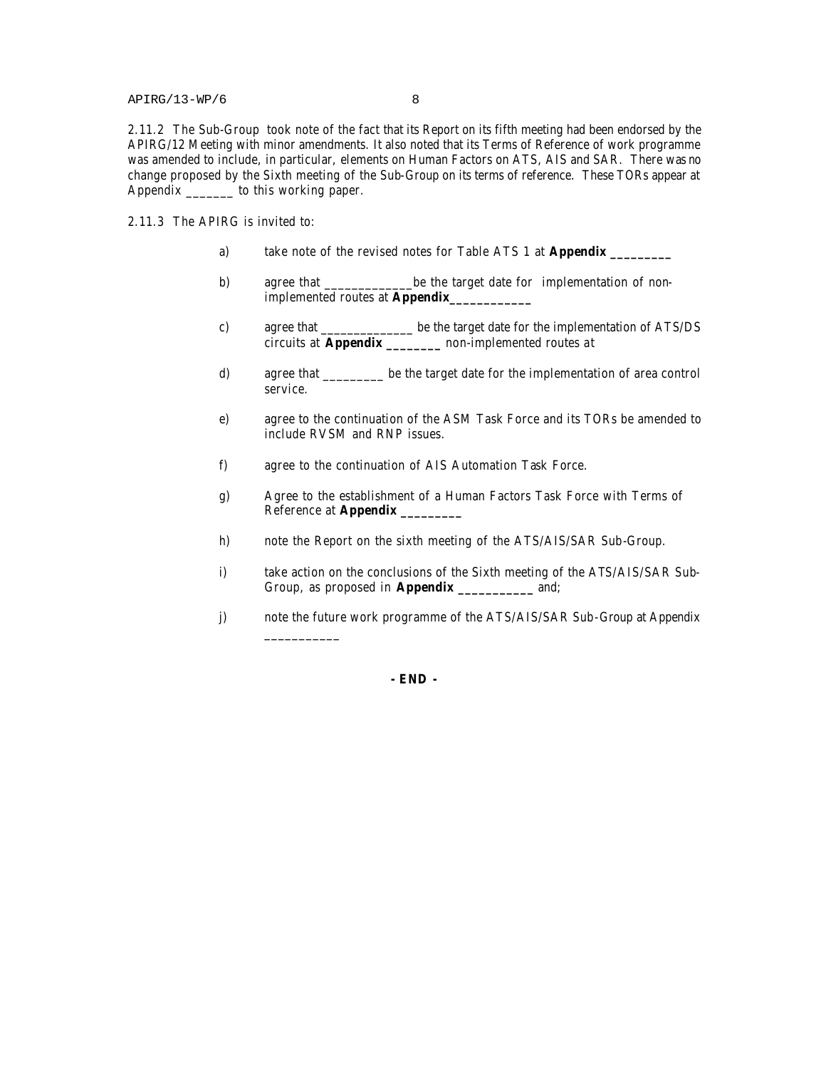2.11.2 The Sub-Group took note of the fact that its Report on its fifth meeting had been endorsed by the APIRG/12 Meeting with minor amendments. It also noted that its Terms of Reference of work programme was amended to include, in particular, elements on Human Factors on ATS, AIS and SAR. There was no change proposed by the Sixth meeting of the Sub-Group on its terms of reference. These TORs appear at Appendix _______ to this working paper.

2.11.3 The APIRG is invited to:

a) take note of the revised notes for Table ATS 1 at **Appendix _________**

b) agree that _____________be the target date for implementation of non-implemented routes at **Appendix____________**

c) agree that ______________ be the target date for the implementation of ATS/DS circuits at **Appendix ________** non-implemented routes at

d) agree that _________ be the target date for the implementation of area control service.

e) agree to the continuation of the ASM Task Force and its TORs be amended to include RVSM and RNP issues.

f) agree to the continuation of AIS Automation Task Force.

g) Agree to the establishment of a Human Factors Task Force with Terms of Reference at **Appendix _________**

h) note the Report on the sixth meeting of the ATS/AIS/SAR Sub-Group.

i) take action on the conclusions of the Sixth meeting of the ATS/AIS/SAR Sub-Group, as proposed in **Appendix ___________** and;

j) note the future work programme of the ATS/AIS/SAR Sub-Group at Appendix ___________

**- END -**